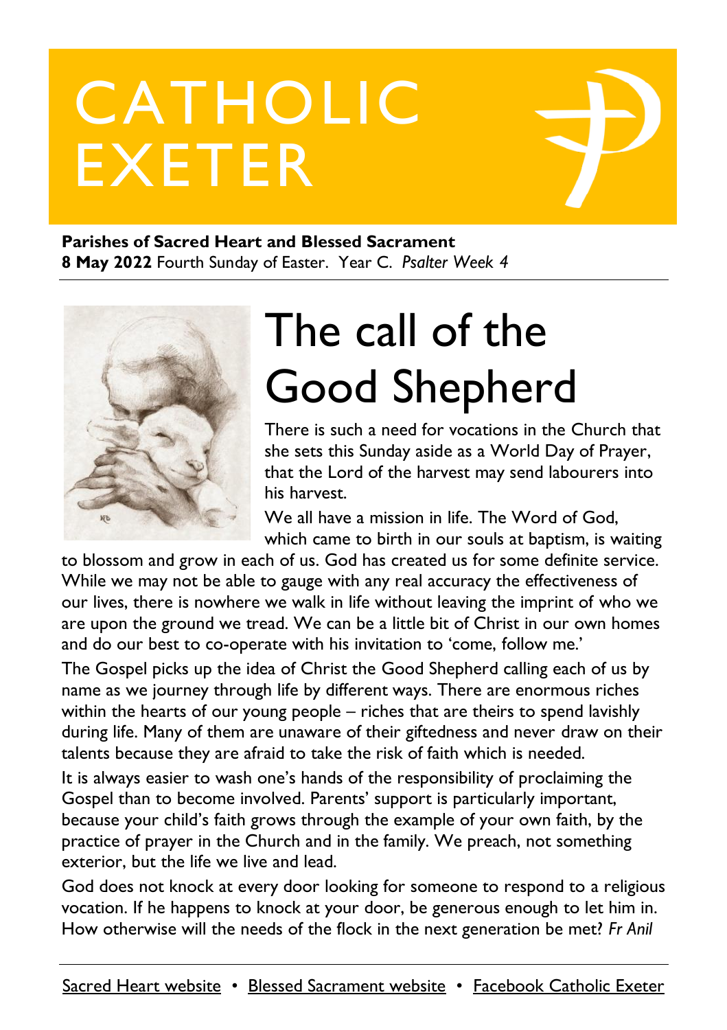# CATHOLIC EXETER

**Parishes of Sacred Heart and Blessed Sacrament**
**8 May 2022** Fourth Sunday of Easter. Year C. *Psalter Week 4*

## The call of the Good Shepherd

There is such a need for vocations in the Church that she sets this Sunday aside as a World Day of Prayer, that the Lord of the harvest may send labourers into his harvest.

We all have a mission in life. The Word of God, which came to birth in our souls at baptism, is waiting to blossom and grow in each of us. God has created us for some definite service. While we may not be able to gauge with any real accuracy the effectiveness of our lives, there is nowhere we walk in life without leaving the imprint of who we are upon the ground we tread. We can be a little bit of Christ in our own homes and do our best to co-operate with his invitation to 'come, follow me.'

The Gospel picks up the idea of Christ the Good Shepherd calling each of us by name as we journey through life by different ways. There are enormous riches within the hearts of our young people – riches that are theirs to spend lavishly during life. Many of them are unaware of their giftedness and never draw on their talents because they are afraid to take the risk of faith which is needed.

It is always easier to wash one's hands of the responsibility of proclaiming the Gospel than to become involved. Parents' support is particularly important, because your child's faith grows through the example of your own faith, by the practice of prayer in the Church and in the family. We preach, not something exterior, but the life we live and lead.

God does not knock at every door looking for someone to respond to a religious vocation. If he happens to knock at your door, be generous enough to let him in. How otherwise will the needs of the flock in the next generation be met? *Fr Anil*

Sacred Heart website • Blessed Sacrament website • Facebook Catholic Exeter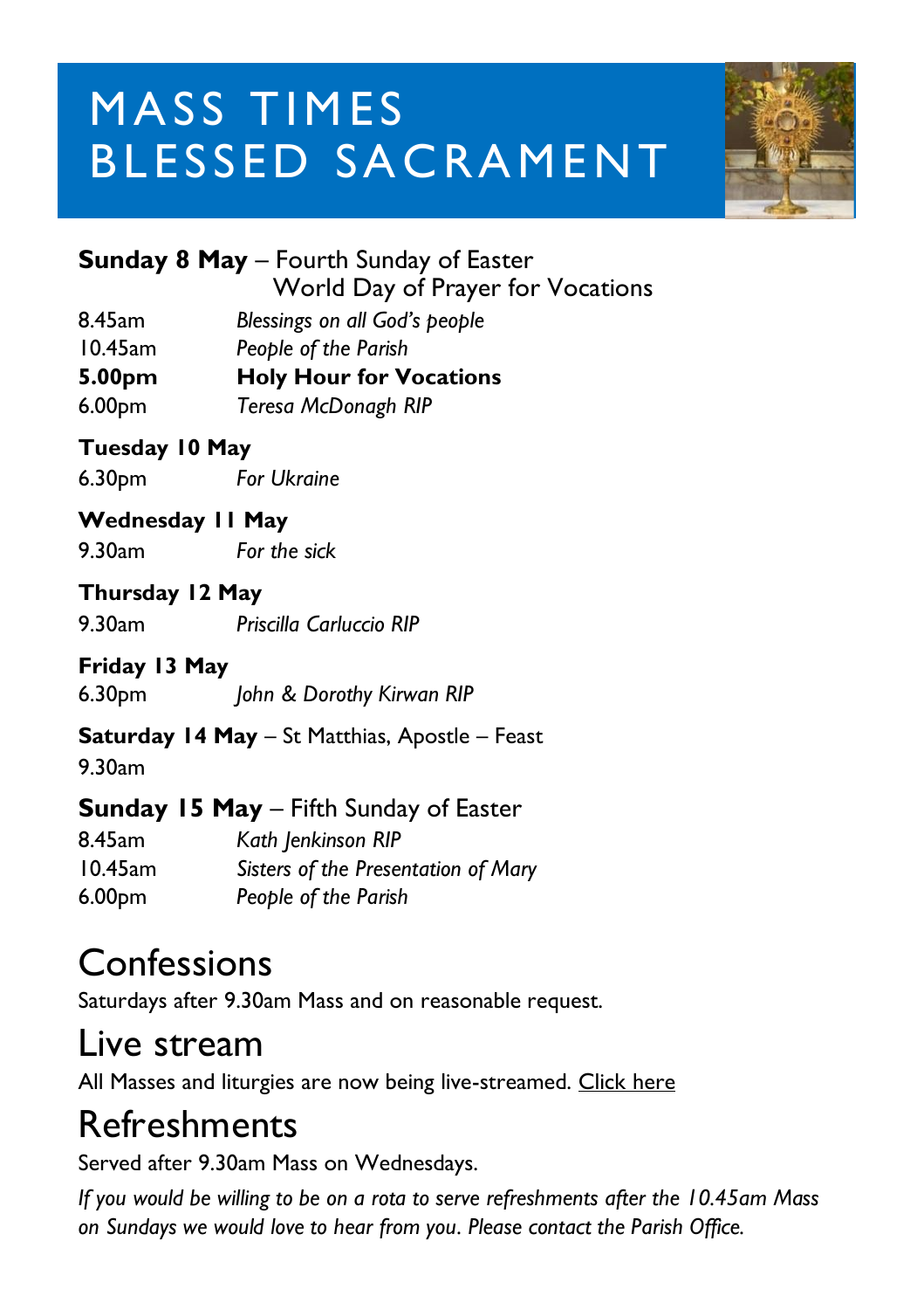# MASS TIMES
# BLESSED SACRAMENT

**Sunday 8 May** – Fourth Sunday of Easter
World Day of Prayer for Vocations

8.45am *Blessings on all God's people*
10.45am *People of the Parish*
**5.00pm** **Holy Hour for Vocations**
6.00pm *Teresa McDonagh RIP*

**Tuesday 10 May**
6.30pm *For Ukraine*

**Wednesday 11 May**
9.30am *For the sick*

**Thursday 12 May**
9.30am *Priscilla Carluccio RIP*

**Friday 13 May**
6.30pm *John & Dorothy Kirwan RIP*

**Saturday 14 May** – St Matthias, Apostle – Feast
9.30am

**Sunday 15 May** – Fifth Sunday of Easter
8.45am *Kath Jenkinson RIP*
10.45am *Sisters of the Presentation of Mary*
6.00pm *People of the Parish*

# Confessions

Saturdays after 9.30am Mass and on reasonable request.

# Live stream

All Masses and liturgies are now being live-streamed. Click here

# Refreshments

Served after 9.30am Mass on Wednesdays.

*If you would be willing to be on a rota to serve refreshments after the 10.45am Mass on Sundays we would love to hear from you. Please contact the Parish Office.*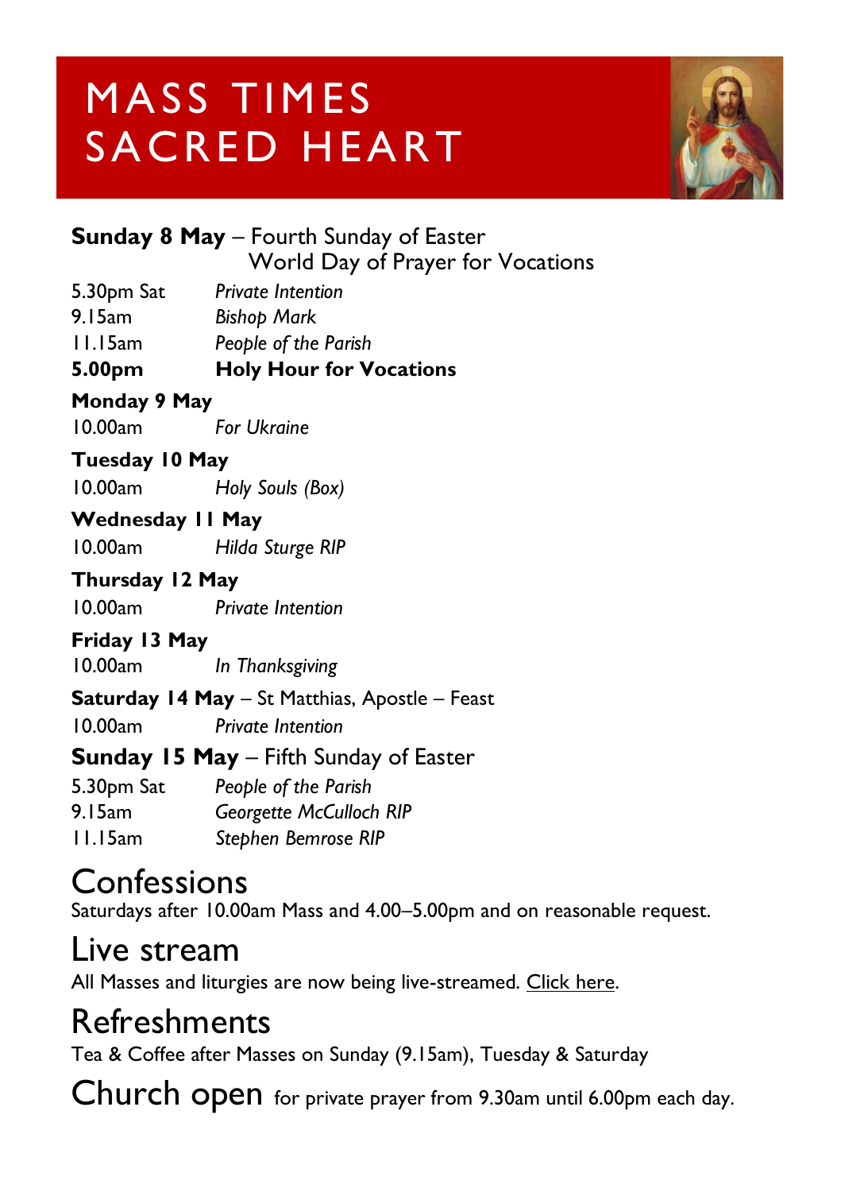# MASS TIMES
# SACRED HEART

**Sunday 8 May** – Fourth Sunday of Easter
World Day of Prayer for Vocations

5.30pm Sat *Private Intention*
9.15am *Bishop Mark*
11.15am *People of the Parish*
**5.00pm** **Holy Hour for Vocations**

**Monday 9 May**
10.00am *For Ukraine*

**Tuesday 10 May**
10.00am *Holy Souls (Box)*

**Wednesday 11 May**
10.00am *Hilda Sturge RIP*

**Thursday 12 May**
10.00am *Private Intention*

**Friday 13 May**
10.00am *In Thanksgiving*

**Saturday 14 May** – St Matthias, Apostle – Feast
10.00am *Private Intention*

**Sunday 15 May** – Fifth Sunday of Easter
5.30pm Sat *People of the Parish*
9.15am *Georgette McCulloch RIP*
11.15am *Stephen Bemrose RIP*

## Confessions
Saturdays after 10.00am Mass and 4.00–5.00pm and on reasonable request.

## Live stream
All Masses and liturgies are now being live-streamed. Click here.

## Refreshments
Tea & Coffee after Masses on Sunday (9.15am), Tuesday & Saturday

## Church open
for private prayer from 9.30am until 6.00pm each day.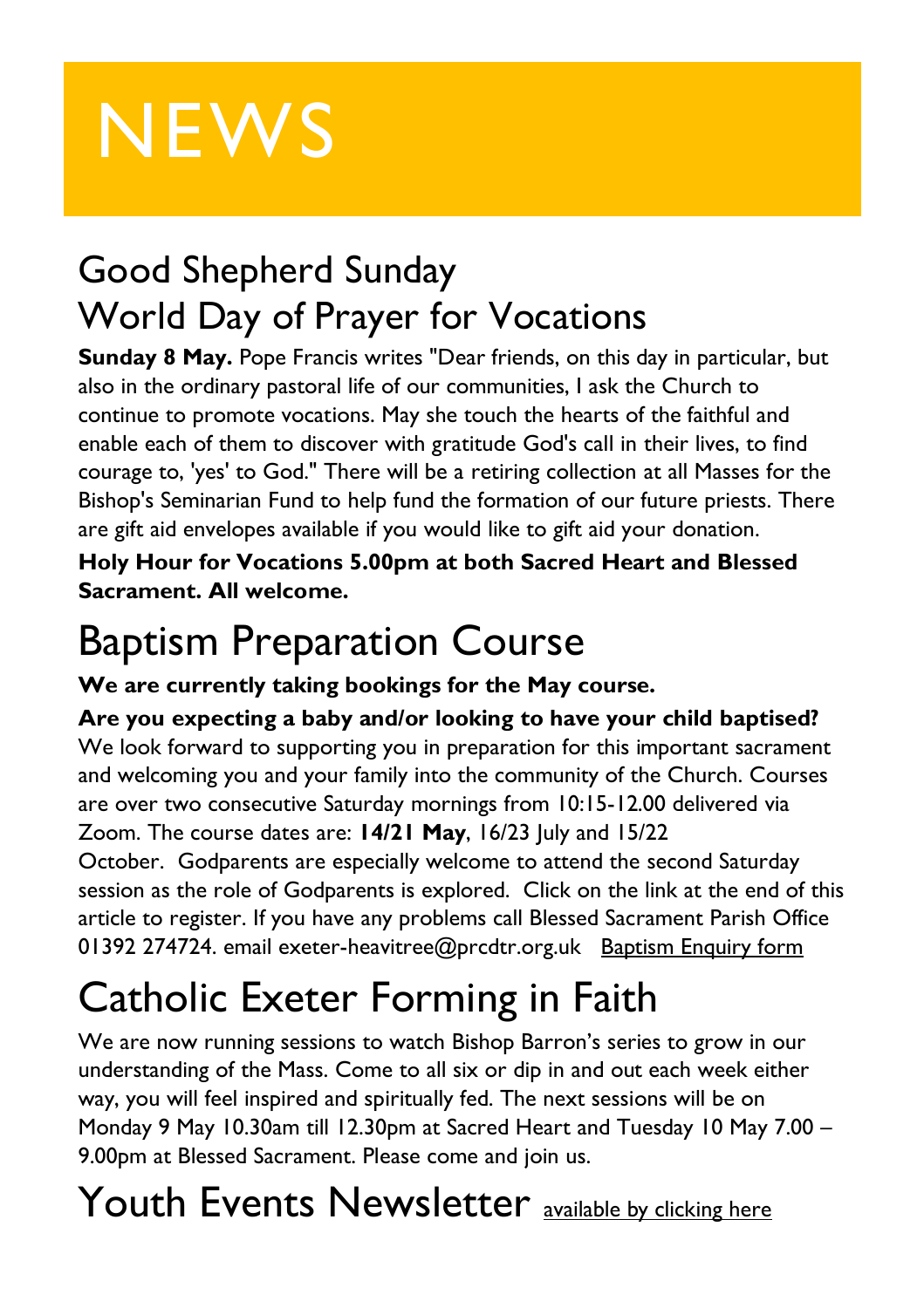# NEWS

## Good Shepherd Sunday
## World Day of Prayer for Vocations

**Sunday 8 May.** Pope Francis writes "Dear friends, on this day in particular, but also in the ordinary pastoral life of our communities, I ask the Church to continue to promote vocations. May she touch the hearts of the faithful and enable each of them to discover with gratitude God's call in their lives, to find courage to, 'yes' to God." There will be a retiring collection at all Masses for the Bishop's Seminarian Fund to help fund the formation of our future priests. There are gift aid envelopes available if you would like to gift aid your donation.

**Holy Hour for Vocations 5.00pm at both Sacred Heart and Blessed Sacrament. All welcome.**

## Baptism Preparation Course

**We are currently taking bookings for the May course.**

**Are you expecting a baby and/or looking to have your child baptised?** We look forward to supporting you in preparation for this important sacrament and welcoming you and your family into the community of the Church. Courses are over two consecutive Saturday mornings from 10:15-12.00 delivered via Zoom. The course dates are: **14/21 May**, 16/23 July and 15/22 October. Godparents are especially welcome to attend the second Saturday session as the role of Godparents is explored. Click on the link at the end of this article to register. If you have any problems call Blessed Sacrament Parish Office 01392 274724. email exeter-heavitree@prcdtr.org.uk Baptism Enquiry form

## Catholic Exeter Forming in Faith

We are now running sessions to watch Bishop Barron's series to grow in our understanding of the Mass. Come to all six or dip in and out each week either way, you will feel inspired and spiritually fed. The next sessions will be on Monday 9 May 10.30am till 12.30pm at Sacred Heart and Tuesday 10 May 7.00 – 9.00pm at Blessed Sacrament. Please come and join us.

## Youth Events Newsletter available by clicking here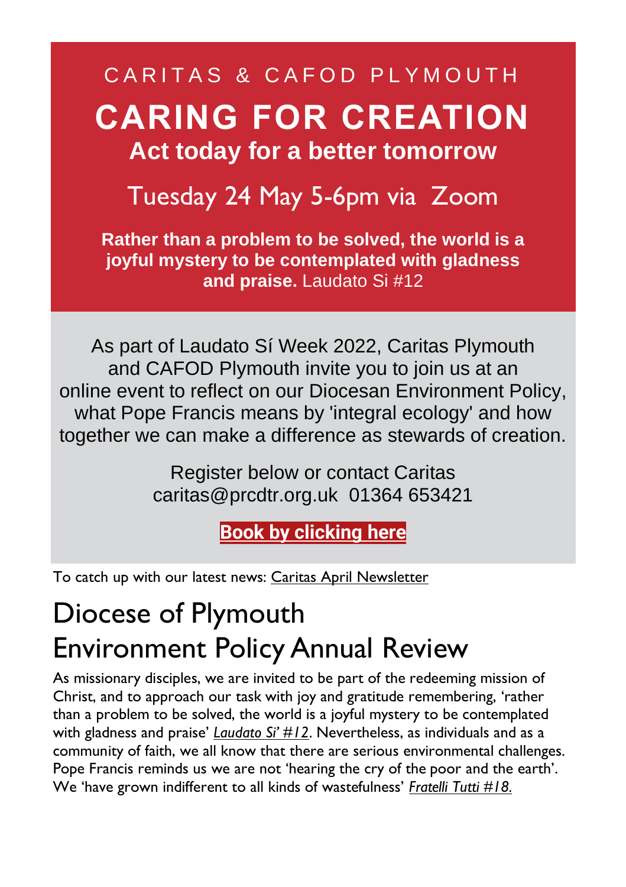CARITAS & CAFOD PLYMOUTH

# CARING FOR CREATION

## Act today for a better tomorrow

Tuesday 24 May 5-6pm via Zoom

**Rather than a problem to be solved, the world is a joyful mystery to be contemplated with gladness and praise.** Laudato Si #12

As part of Laudato Sí Week 2022, Caritas Plymouth and CAFOD Plymouth invite you to join us at an online event to reflect on our Diocesan Environment Policy, what Pope Francis means by 'integral ecology' and how together we can make a difference as stewards of creation.

Register below or contact Caritas
caritas@prcdtr.org.uk 01364 653421

**Book by clicking here**

To catch up with our latest news: Caritas April Newsletter

# Diocese of Plymouth Environment Policy Annual Review

As missionary disciples, we are invited to be part of the redeeming mission of Christ, and to approach our task with joy and gratitude remembering, 'rather than a problem to be solved, the world is a joyful mystery to be contemplated with gladness and praise' *Laudato Si' #12*. Nevertheless, as individuals and as a community of faith, we all know that there are serious environmental challenges. Pope Francis reminds us we are not 'hearing the cry of the poor and the earth'. We 'have grown indifferent to all kinds of wastefulness' *Fratelli Tutti #18.*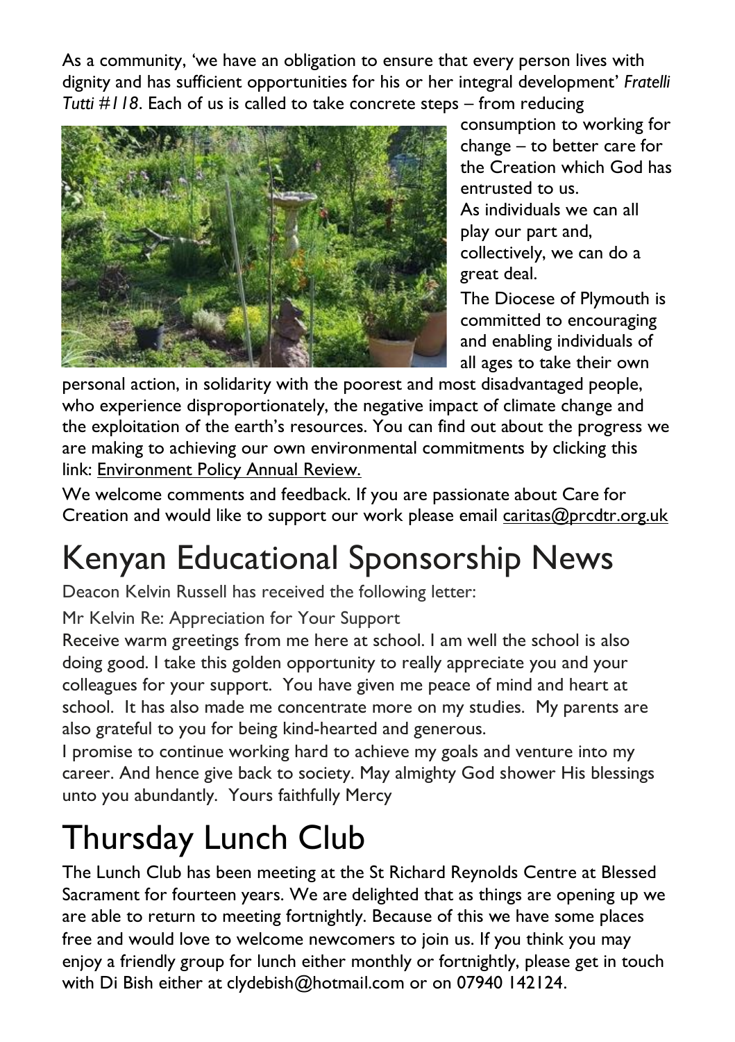As a community, 'we have an obligation to ensure that every person lives with dignity and has sufficient opportunities for his or her integral development' *Fratelli Tutti #118*. Each of us is called to take concrete steps – from reducing consumption to working for change – to better care for the Creation which God has entrusted to us.

As individuals we can all play our part and, collectively, we can do a great deal.

The Diocese of Plymouth is committed to encouraging and enabling individuals of all ages to take their own personal action, in solidarity with the poorest and most disadvantaged people, who experience disproportionately, the negative impact of climate change and the exploitation of the earth's resources. You can find out about the progress we are making to achieving our own environmental commitments by clicking this link: Environment Policy Annual Review.

We welcome comments and feedback. If you are passionate about Care for Creation and would like to support our work please email caritas@prcdtr.org.uk

# Kenyan Educational Sponsorship News

Deacon Kelvin Russell has received the following letter:

Mr Kelvin Re: Appreciation for Your Support

Receive warm greetings from me here at school. I am well the school is also doing good. I take this golden opportunity to really appreciate you and your colleagues for your support. You have given me peace of mind and heart at school. It has also made me concentrate more on my studies. My parents are also grateful to you for being kind-hearted and generous.

I promise to continue working hard to achieve my goals and venture into my career. And hence give back to society. May almighty God shower His blessings unto you abundantly. Yours faithfully Mercy

# Thursday Lunch Club

The Lunch Club has been meeting at the St Richard Reynolds Centre at Blessed Sacrament for fourteen years. We are delighted that as things are opening up we are able to return to meeting fortnightly. Because of this we have some places free and would love to welcome newcomers to join us. If you think you may enjoy a friendly group for lunch either monthly or fortnightly, please get in touch with Di Bish either at clydebish@hotmail.com or on 07940 142124.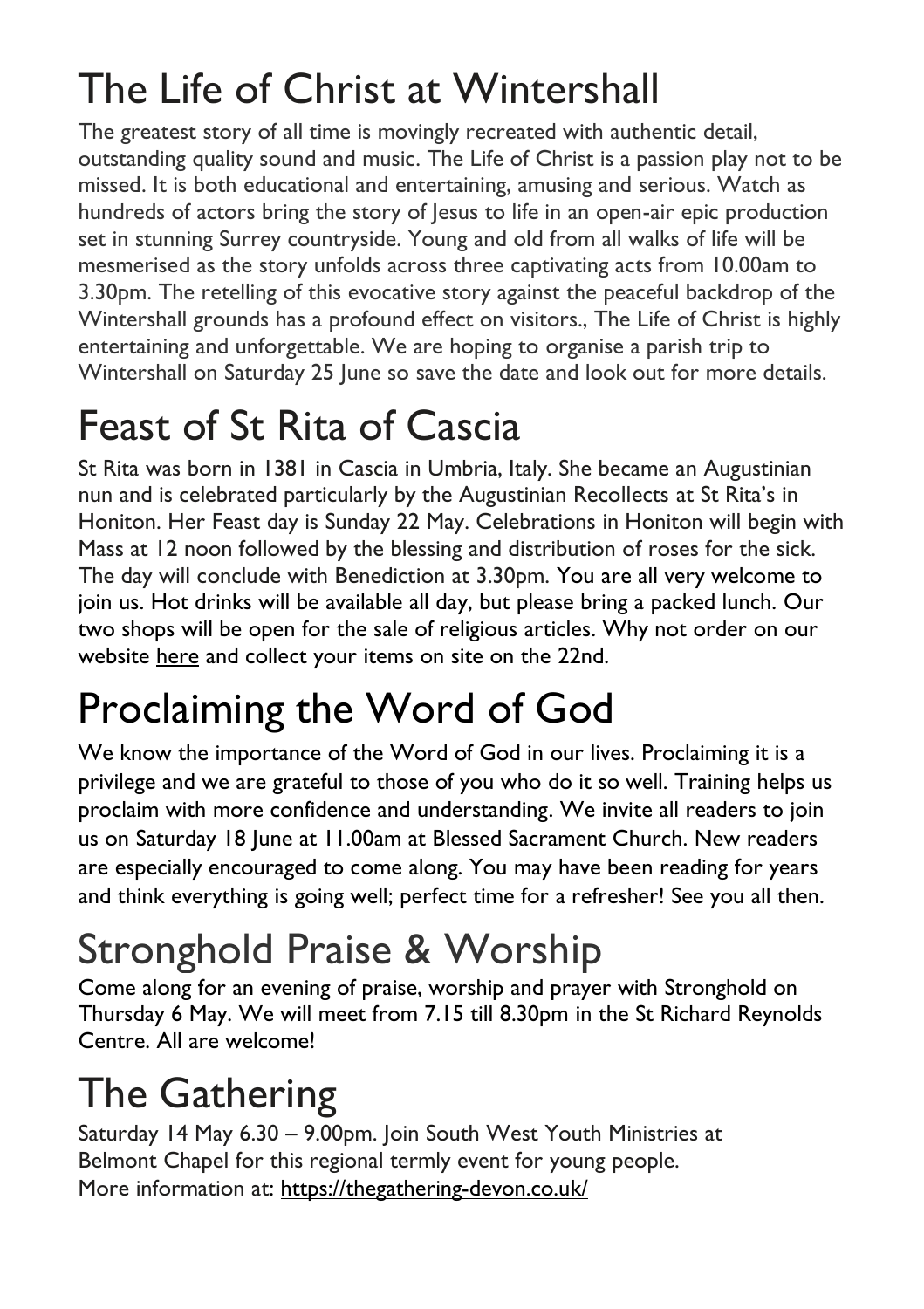# The Life of Christ at Wintershall

The greatest story of all time is movingly recreated with authentic detail, outstanding quality sound and music. The Life of Christ is a passion play not to be missed. It is both educational and entertaining, amusing and serious. Watch as hundreds of actors bring the story of Jesus to life in an open-air epic production set in stunning Surrey countryside. Young and old from all walks of life will be mesmerised as the story unfolds across three captivating acts from 10.00am to 3.30pm. The retelling of this evocative story against the peaceful backdrop of the Wintershall grounds has a profound effect on visitors., The Life of Christ is highly entertaining and unforgettable. We are hoping to organise a parish trip to Wintershall on Saturday 25 June so save the date and look out for more details.

# Feast of St Rita of Cascia

St Rita was born in 1381 in Cascia in Umbria, Italy. She became an Augustinian nun and is celebrated particularly by the Augustinian Recollects at St Rita's in Honiton. Her Feast day is Sunday 22 May. Celebrations in Honiton will begin with Mass at 12 noon followed by the blessing and distribution of roses for the sick. The day will conclude with Benediction at 3.30pm. You are all very welcome to join us. Hot drinks will be available all day, but please bring a packed lunch. Our two shops will be open for the sale of religious articles. Why not order on our website here and collect your items on site on the 22nd.

# Proclaiming the Word of God

We know the importance of the Word of God in our lives. Proclaiming it is a privilege and we are grateful to those of you who do it so well. Training helps us proclaim with more confidence and understanding. We invite all readers to join us on Saturday 18 June at 11.00am at Blessed Sacrament Church. New readers are especially encouraged to come along. You may have been reading for years and think everything is going well; perfect time for a refresher! See you all then.

# Stronghold Praise & Worship

Come along for an evening of praise, worship and prayer with Stronghold on Thursday 6 May. We will meet from 7.15 till 8.30pm in the St Richard Reynolds Centre. All are welcome!

# The Gathering

Saturday 14 May 6.30 – 9.00pm. Join South West Youth Ministries at Belmont Chapel for this regional termly event for young people.
More information at: https://thegathering-devon.co.uk/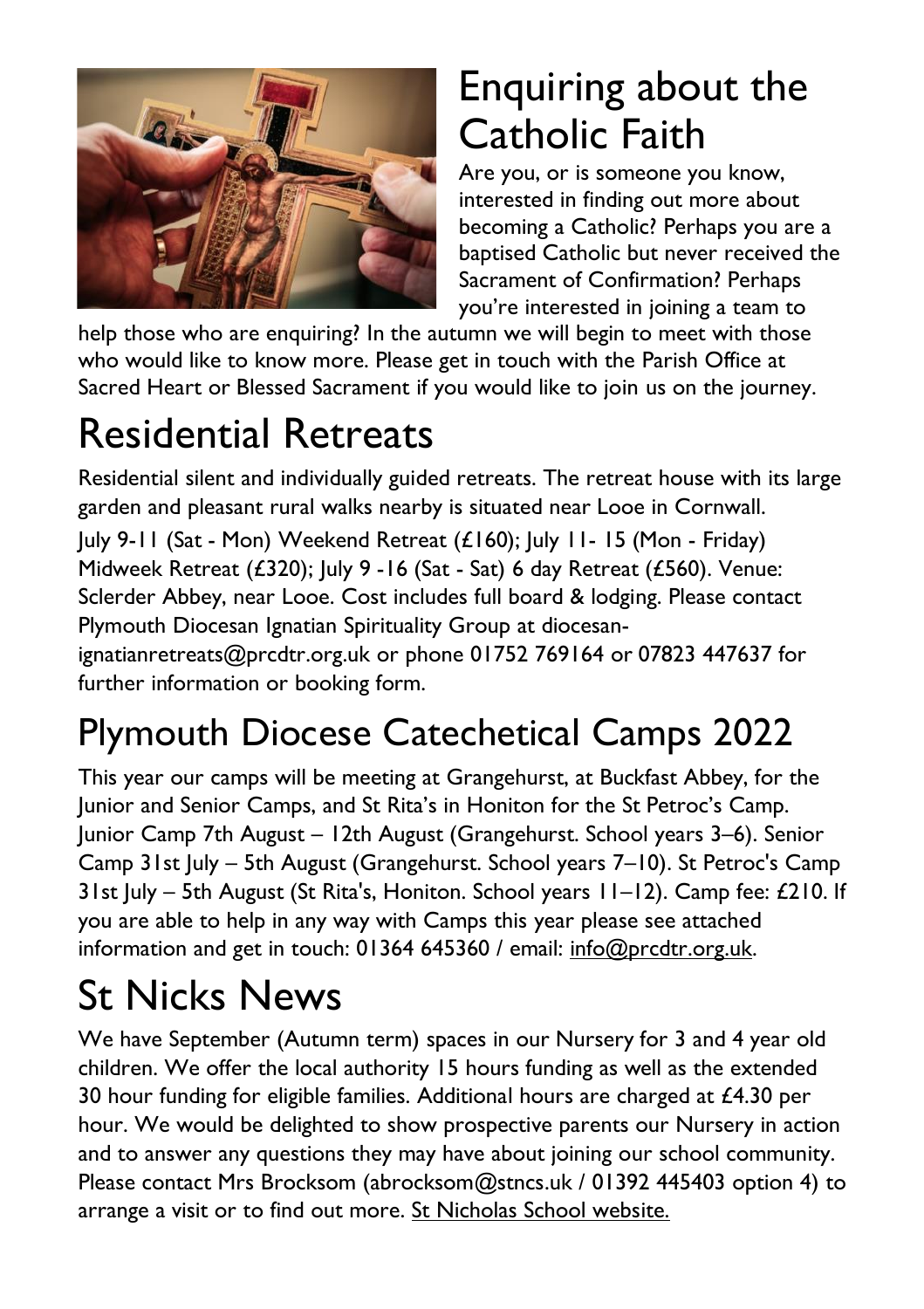# Enquiring about the Catholic Faith

Are you, or is someone you know, interested in finding out more about becoming a Catholic? Perhaps you are a baptised Catholic but never received the Sacrament of Confirmation? Perhaps you're interested in joining a team to help those who are enquiring? In the autumn we will begin to meet with those who would like to know more. Please get in touch with the Parish Office at Sacred Heart or Blessed Sacrament if you would like to join us on the journey.

# Residential Retreats

Residential silent and individually guided retreats. The retreat house with its large garden and pleasant rural walks nearby is situated near Looe in Cornwall.

July 9-11 (Sat - Mon) Weekend Retreat (£160); July 11- 15 (Mon - Friday) Midweek Retreat (£320); July 9 -16 (Sat - Sat) 6 day Retreat (£560). Venue: Sclerder Abbey, near Looe. Cost includes full board & lodging. Please contact Plymouth Diocesan Ignatian Spirituality Group at diocesan-ignatianretreats@prcdtr.org.uk or phone 01752 769164 or 07823 447637 for further information or booking form.

# Plymouth Diocese Catechetical Camps 2022

This year our camps will be meeting at Grangehurst, at Buckfast Abbey, for the Junior and Senior Camps, and St Rita's in Honiton for the St Petroc's Camp. Junior Camp 7th August – 12th August (Grangehurst. School years 3–6). Senior Camp 31st July – 5th August (Grangehurst. School years 7–10). St Petroc's Camp 31st July – 5th August (St Rita's, Honiton. School years 11–12). Camp fee: £210. If you are able to help in any way with Camps this year please see attached information and get in touch: 01364 645360 / email: info@prcdtr.org.uk.

# St Nicks News

We have September (Autumn term) spaces in our Nursery for 3 and 4 year old children. We offer the local authority 15 hours funding as well as the extended 30 hour funding for eligible families. Additional hours are charged at £4.30 per hour. We would be delighted to show prospective parents our Nursery in action and to answer any questions they may have about joining our school community. Please contact Mrs Brocksom (abrocksom@stncs.uk / 01392 445403 option 4) to arrange a visit or to find out more. St Nicholas School website.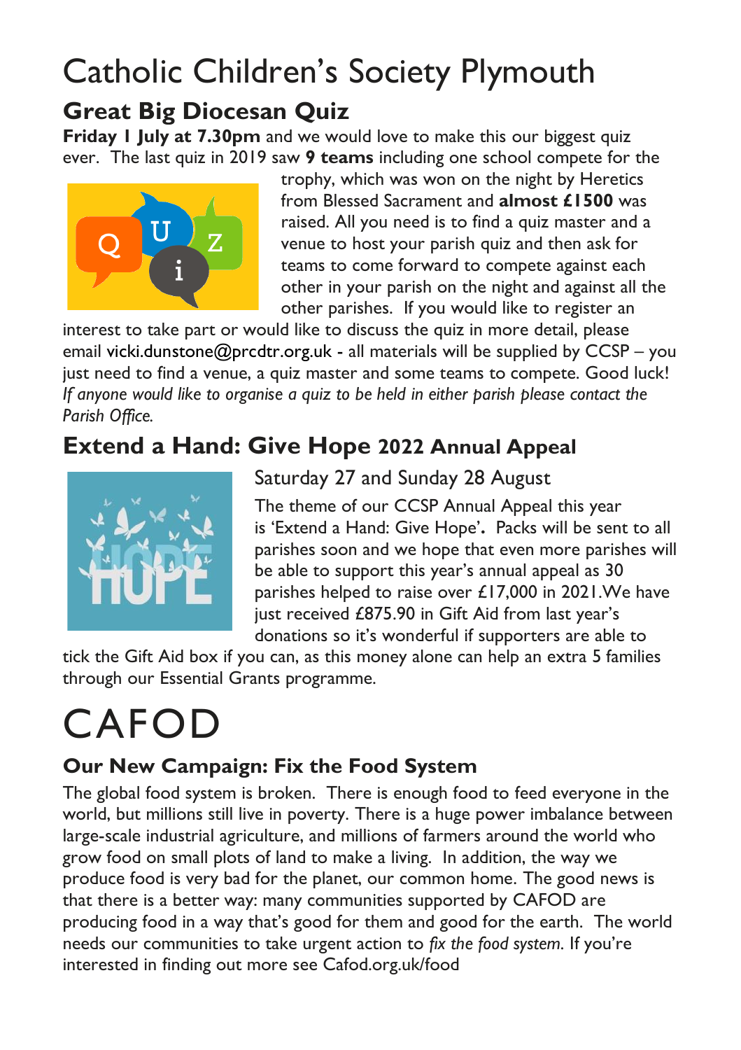# Catholic Children's Society Plymouth

## Great Big Diocesan Quiz

**Friday 1 July at 7.30pm** and we would love to make this our biggest quiz ever. The last quiz in 2019 saw **9 teams** including one school compete for the trophy, which was won on the night by Heretics from Blessed Sacrament and **almost £1500** was raised. All you need is to find a quiz master and a venue to host your parish quiz and then ask for teams to come forward to compete against each other in your parish on the night and against all the other parishes. If you would like to register an interest to take part or would like to discuss the quiz in more detail, please email vicki.dunstone@prcdtr.org.uk - all materials will be supplied by CCSP – you just need to find a venue, a quiz master and some teams to compete. Good luck! *If anyone would like to organise a quiz to be held in either parish please contact the Parish Office.*

## Extend a Hand: Give Hope 2022 Annual Appeal

Saturday 27 and Sunday 28 August

The theme of our CCSP Annual Appeal this year is 'Extend a Hand: Give Hope'**.** Packs will be sent to all parishes soon and we hope that even more parishes will be able to support this year's annual appeal as 30 parishes helped to raise over £17,000 in 2021.We have just received £875.90 in Gift Aid from last year's donations so it's wonderful if supporters are able to tick the Gift Aid box if you can, as this money alone can help an extra 5 families through our Essential Grants programme.

# CAFOD

## Our New Campaign: Fix the Food System

The global food system is broken. There is enough food to feed everyone in the world, but millions still live in poverty. There is a huge power imbalance between large-scale industrial agriculture, and millions of farmers around the world who grow food on small plots of land to make a living. In addition, the way we produce food is very bad for the planet, our common home. The good news is that there is a better way: many communities supported by CAFOD are producing food in a way that's good for them and good for the earth. The world needs our communities to take urgent action to *fix the food system*. If you're interested in finding out more see Cafod.org.uk/food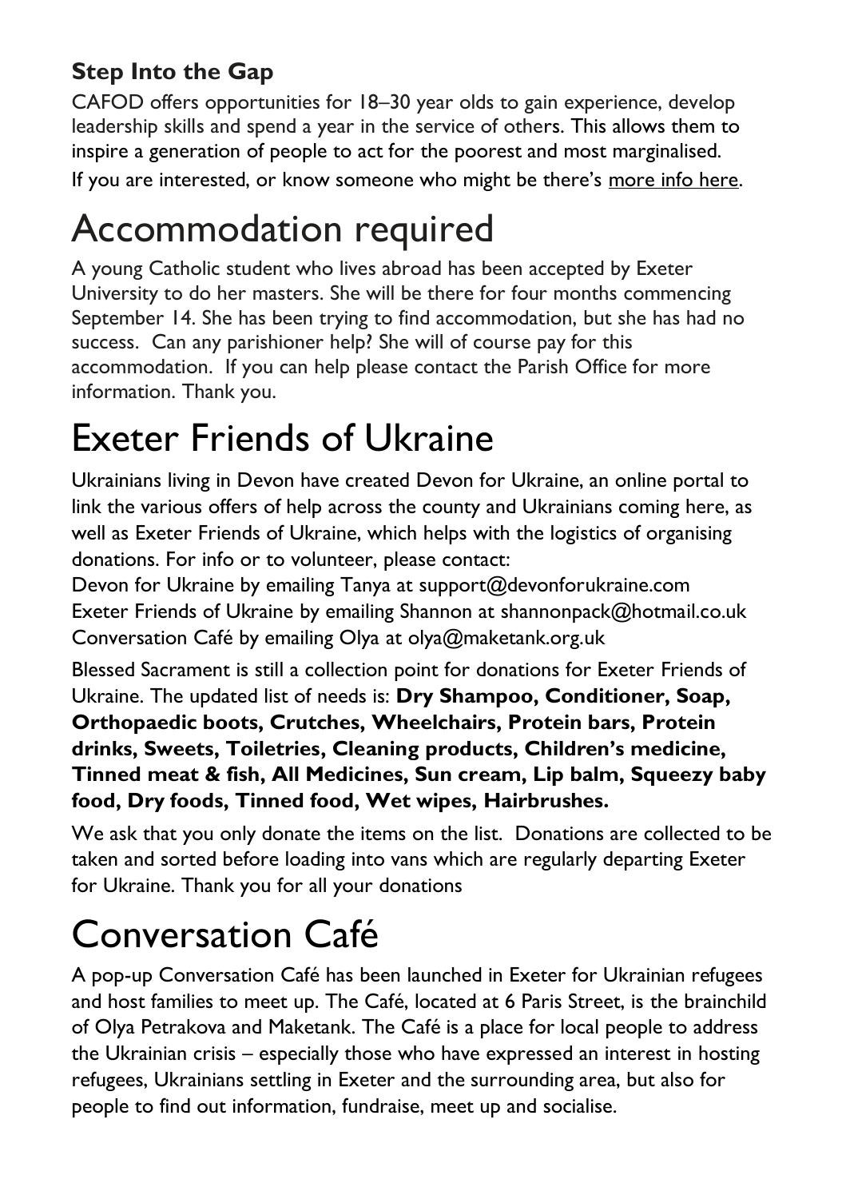### Step Into the Gap

CAFOD offers opportunities for 18–30 year olds to gain experience, develop leadership skills and spend a year in the service of others. This allows them to inspire a generation of people to act for the poorest and most marginalised.

If you are interested, or know someone who might be there's more info here.

# Accommodation required

A young Catholic student who lives abroad has been accepted by Exeter University to do her masters. She will be there for four months commencing September 14. She has been trying to find accommodation, but she has had no success. Can any parishioner help? She will of course pay for this accommodation. If you can help please contact the Parish Office for more information. Thank you.

# Exeter Friends of Ukraine

Ukrainians living in Devon have created Devon for Ukraine, an online portal to link the various offers of help across the county and Ukrainians coming here, as well as Exeter Friends of Ukraine, which helps with the logistics of organising donations. For info or to volunteer, please contact:

Devon for Ukraine by emailing Tanya at support@devonforukraine.com
Exeter Friends of Ukraine by emailing Shannon at shannonpack@hotmail.co.uk
Conversation Café by emailing Olya at olya@maketank.org.uk

Blessed Sacrament is still a collection point for donations for Exeter Friends of Ukraine. The updated list of needs is: **Dry Shampoo, Conditioner, Soap, Orthopaedic boots, Crutches, Wheelchairs, Protein bars, Protein drinks, Sweets, Toiletries, Cleaning products, Children's medicine, Tinned meat & fish, All Medicines, Sun cream, Lip balm, Squeezy baby food, Dry foods, Tinned food, Wet wipes, Hairbrushes.**

We ask that you only donate the items on the list. Donations are collected to be taken and sorted before loading into vans which are regularly departing Exeter for Ukraine. Thank you for all your donations

# Conversation Café

A pop-up Conversation Café has been launched in Exeter for Ukrainian refugees and host families to meet up. The Café, located at 6 Paris Street, is the brainchild of Olya Petrakova and Maketank. The Café is a place for local people to address the Ukrainian crisis – especially those who have expressed an interest in hosting refugees, Ukrainians settling in Exeter and the surrounding area, but also for people to find out information, fundraise, meet up and socialise.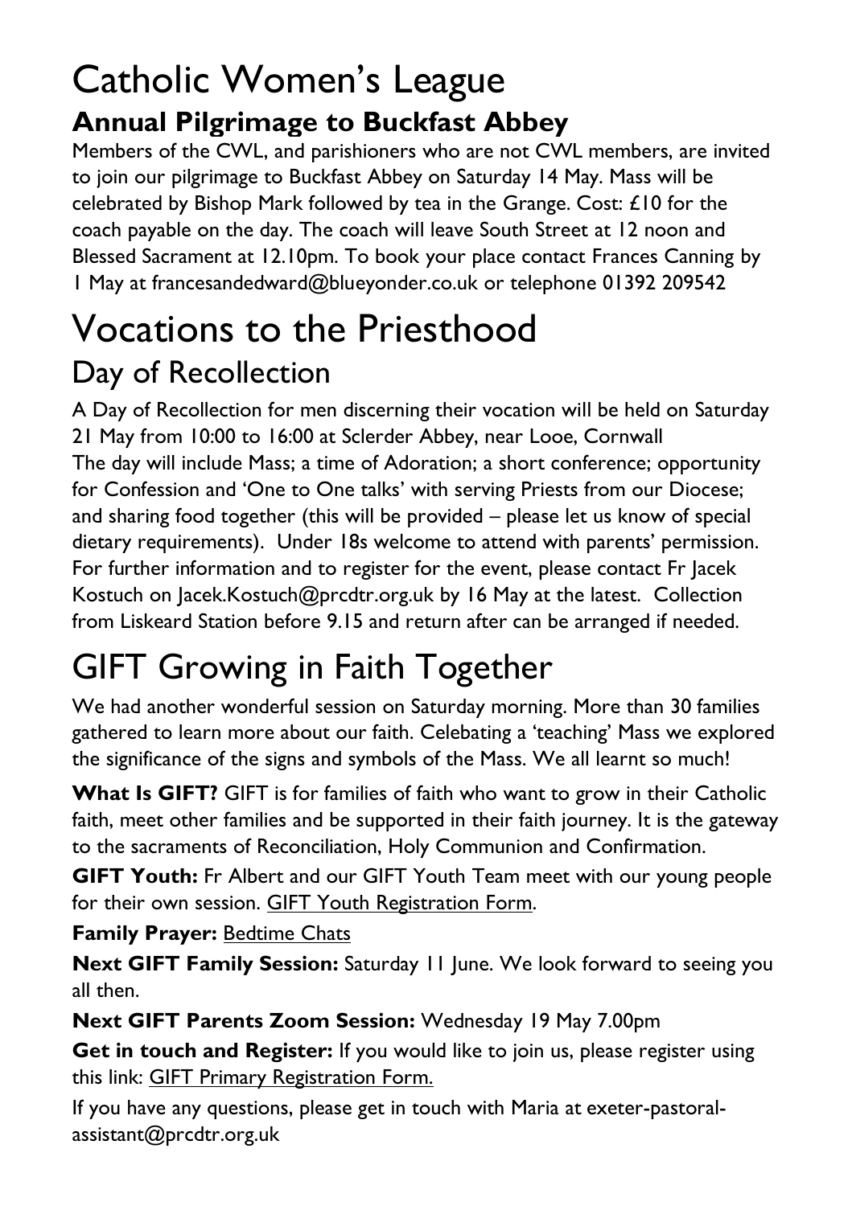# Catholic Women's League

## Annual Pilgrimage to Buckfast Abbey

Members of the CWL, and parishioners who are not CWL members, are invited to join our pilgrimage to Buckfast Abbey on Saturday 14 May. Mass will be celebrated by Bishop Mark followed by tea in the Grange. Cost: £10 for the coach payable on the day. The coach will leave South Street at 12 noon and Blessed Sacrament at 12.10pm. To book your place contact Frances Canning by 1 May at francesandedward@blueyonder.co.uk or telephone 01392 209542

# Vocations to the Priesthood

## Day of Recollection

A Day of Recollection for men discerning their vocation will be held on Saturday 21 May from 10:00 to 16:00 at Sclerder Abbey, near Looe, Cornwall
The day will include Mass; a time of Adoration; a short conference; opportunity for Confession and 'One to One talks' with serving Priests from our Diocese; and sharing food together (this will be provided – please let us know of special dietary requirements). Under 18s welcome to attend with parents' permission. For further information and to register for the event, please contact Fr Jacek Kostuch on Jacek.Kostuch@prcdtr.org.uk by 16 May at the latest. Collection from Liskeard Station before 9.15 and return after can be arranged if needed.

# GIFT Growing in Faith Together

We had another wonderful session on Saturday morning. More than 30 families gathered to learn more about our faith. Celebating a 'teaching' Mass we explored the significance of the signs and symbols of the Mass. We all learnt so much!

**What Is GIFT?** GIFT is for families of faith who want to grow in their Catholic faith, meet other families and be supported in their faith journey. It is the gateway to the sacraments of Reconciliation, Holy Communion and Confirmation.

**GIFT Youth:** Fr Albert and our GIFT Youth Team meet with our young people for their own session. GIFT Youth Registration Form.

**Family Prayer:** Bedtime Chats

**Next GIFT Family Session:** Saturday 11 June. We look forward to seeing you all then.

**Next GIFT Parents Zoom Session:** Wednesday 19 May 7.00pm

**Get in touch and Register:** If you would like to join us, please register using this link: GIFT Primary Registration Form.

If you have any questions, please get in touch with Maria at exeter-pastoral-assistant@prcdtr.org.uk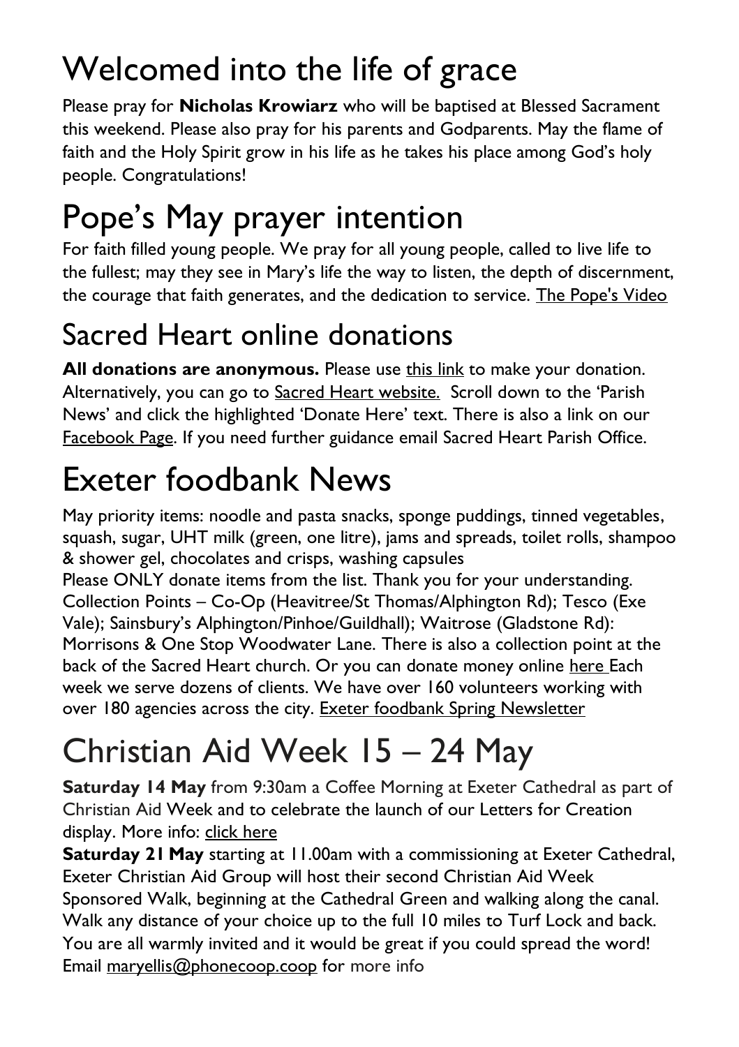# Welcomed into the life of grace

Please pray for **Nicholas Krowiarz** who will be baptised at Blessed Sacrament this weekend. Please also pray for his parents and Godparents. May the flame of faith and the Holy Spirit grow in his life as he takes his place among God's holy people. Congratulations!

# Pope's May prayer intention

For faith filled young people. We pray for all young people, called to live life to the fullest; may they see in Mary's life the way to listen, the depth of discernment, the courage that faith generates, and the dedication to service. The Pope's Video

## Sacred Heart online donations

**All donations are anonymous.** Please use this link to make your donation. Alternatively, you can go to Sacred Heart website. Scroll down to the 'Parish News' and click the highlighted 'Donate Here' text. There is also a link on our Facebook Page. If you need further guidance email Sacred Heart Parish Office.

# Exeter foodbank News

May priority items: noodle and pasta snacks, sponge puddings, tinned vegetables, squash, sugar, UHT milk (green, one litre), jams and spreads, toilet rolls, shampoo & shower gel, chocolates and crisps, washing capsules
Please ONLY donate items from the list. Thank you for your understanding. Collection Points – Co-Op (Heavitree/St Thomas/Alphington Rd); Tesco (Exe Vale); Sainsbury's Alphington/Pinhoe/Guildhall); Waitrose (Gladstone Rd): Morrisons & One Stop Woodwater Lane. There is also a collection point at the back of the Sacred Heart church. Or you can donate money online here Each week we serve dozens of clients. We have over 160 volunteers working with over 180 agencies across the city. Exeter foodbank Spring Newsletter

# Christian Aid Week 15 – 24 May

**Saturday 14 May** from 9:30am a Coffee Morning at Exeter Cathedral as part of Christian Aid Week and to celebrate the launch of our Letters for Creation display. More info: click here

**Saturday 21 May** starting at 11.00am with a commissioning at Exeter Cathedral, Exeter Christian Aid Group will host their second Christian Aid Week Sponsored Walk, beginning at the Cathedral Green and walking along the canal. Walk any distance of your choice up to the full 10 miles to Turf Lock and back. You are all warmly invited and it would be great if you could spread the word! Email maryellis@phonecoop.coop for more info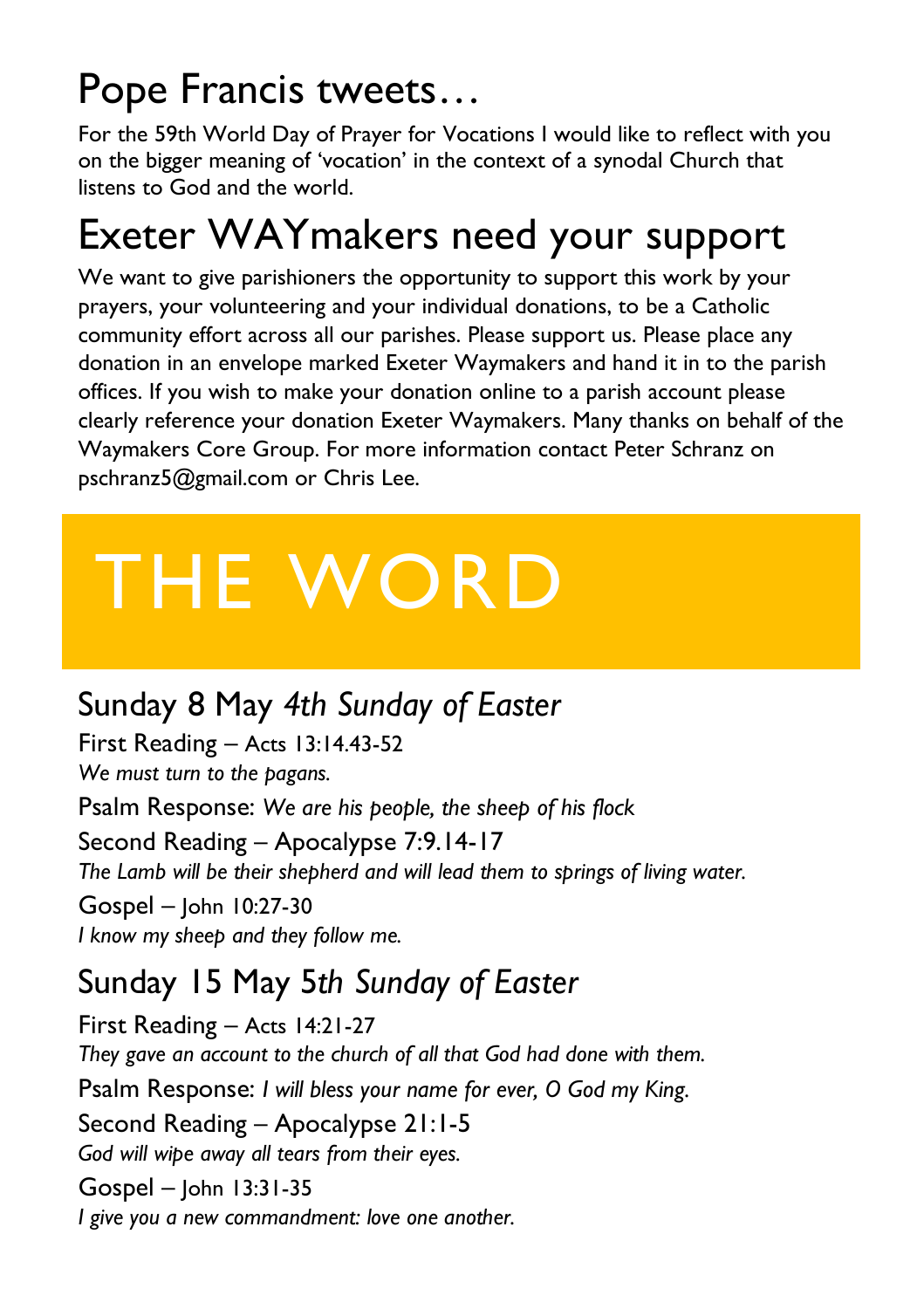# Pope Francis tweets…

For the 59th World Day of Prayer for Vocations I would like to reflect with you on the bigger meaning of 'vocation' in the context of a synodal Church that listens to God and the world.

# Exeter WAYmakers need your support

We want to give parishioners the opportunity to support this work by your prayers, your volunteering and your individual donations, to be a Catholic community effort across all our parishes. Please support us. Please place any donation in an envelope marked Exeter Waymakers and hand it in to the parish offices. If you wish to make your donation online to a parish account please clearly reference your donation Exeter Waymakers. Many thanks on behalf of the Waymakers Core Group. For more information contact Peter Schranz on pschranz5@gmail.com or Chris Lee.

# THE WORD

## Sunday 8 May *4th Sunday of Easter*

First Reading – Acts 13:14.43-52
*We must turn to the pagans.*

Psalm Response: *We are his people, the sheep of his flock*

Second Reading – Apocalypse 7:9.14-17
*The Lamb will be their shepherd and will lead them to springs of living water.*

Gospel – John 10:27-30
*I know my sheep and they follow me.*

## Sunday 15 May 5*th Sunday of Easter*

First Reading – Acts 14:21-27
*They gave an account to the church of all that God had done with them.*

Psalm Response: *I will bless your name for ever, O God my King.*

Second Reading – Apocalypse 21:1-5
*God will wipe away all tears from their eyes.*

Gospel – John 13:31-35
*I give you a new commandment: love one another.*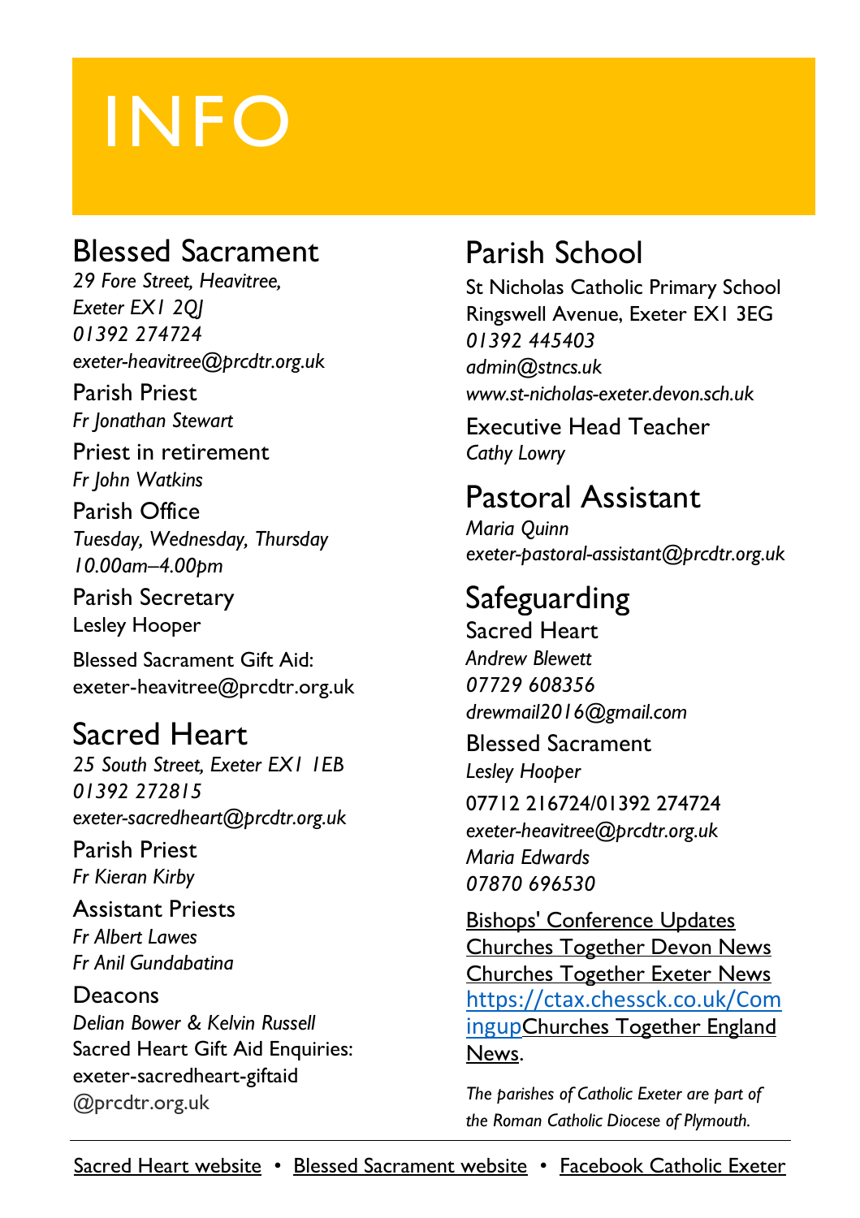# INFO

## Blessed Sacrament

*29 Fore Street, Heavitree,*
*Exeter EX1 2QJ*
*01392 274724*
*exeter-heavitree@prcdtr.org.uk*

### Parish Priest

*Fr Jonathan Stewart*

### Priest in retirement

*Fr John Watkins*

### Parish Office

*Tuesday, Wednesday, Thursday*
*10.00am–4.00pm*

### Parish Secretary

Lesley Hooper

Blessed Sacrament Gift Aid:
exeter-heavitree@prcdtr.org.uk

## Sacred Heart

*25 South Street, Exeter EX1 1EB*
*01392 272815*
*exeter-sacredheart@prcdtr.org.uk*

### Parish Priest

*Fr Kieran Kirby*

### Assistant Priests

*Fr Albert Lawes*
*Fr Anil Gundabatina*

### Deacons

*Delian Bower & Kelvin Russell*
Sacred Heart Gift Aid Enquiries:
exeter-sacredheart-giftaid
@prcdtr.org.uk

## Parish School

St Nicholas Catholic Primary School
Ringswell Avenue, Exeter EX1 3EG
*01392 445403*
*admin@stncs.uk*
*www.st-nicholas-exeter.devon.sch.uk*

### Executive Head Teacher

*Cathy Lowry*

## Pastoral Assistant

*Maria Quinn*
*exeter-pastoral-assistant@prcdtr.org.uk*

## Safeguarding

### Sacred Heart

*Andrew Blewett*
*07729 608356*
*drewmail2016@gmail.com*

### Blessed Sacrament

*Lesley Hooper*
07712 216724/01392 274724
*exeter-heavitree@prcdtr.org.uk*
*Maria Edwards*
*07870 696530*

Bishops' Conference Updates
Churches Together Devon News
Churches Together Exeter News
https://ctax.chessck.co.uk/Comingup Churches Together England News.

*The parishes of Catholic Exeter are part of the Roman Catholic Diocese of Plymouth.*

---

Sacred Heart website • Blessed Sacrament website • Facebook Catholic Exeter